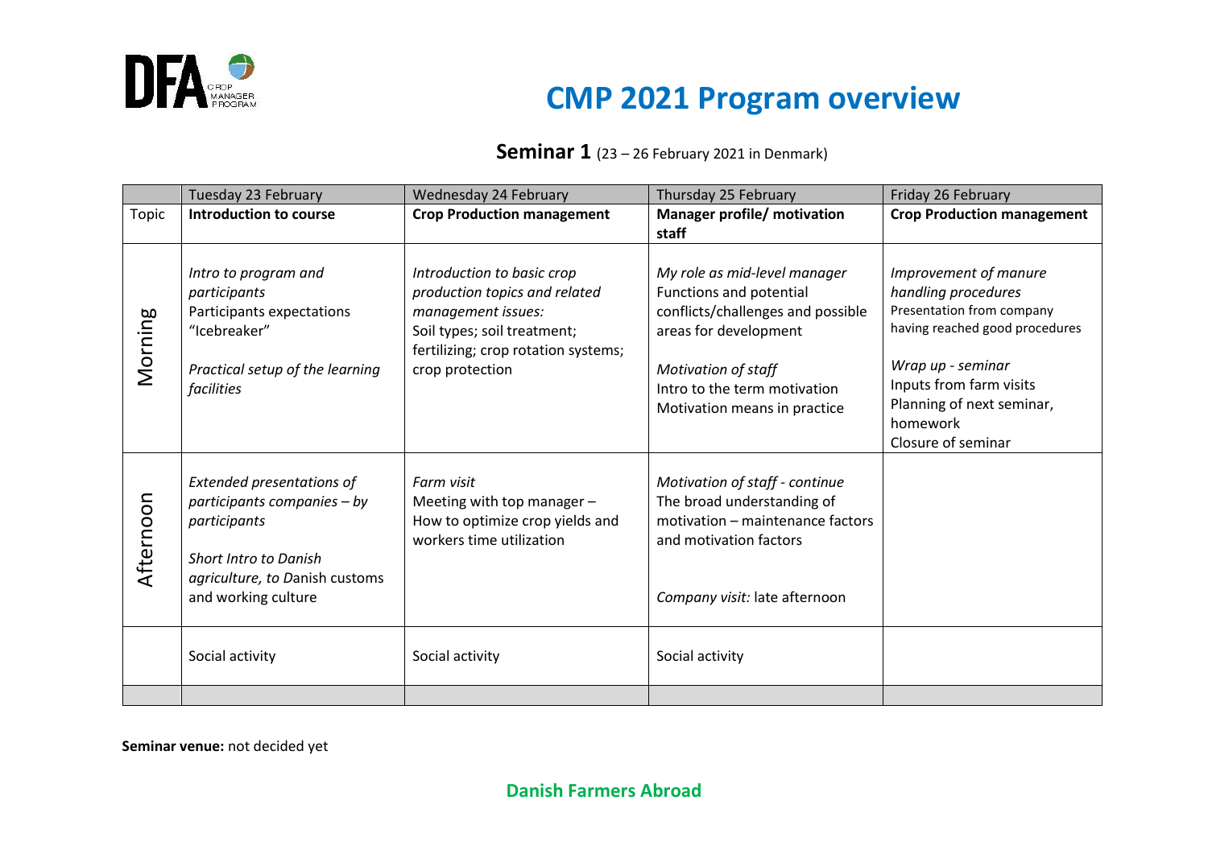# CMP 2021 Program overview

## Seminar 1 (23 – 26 February 2021 in Denmark)

| | Tuesday 23 February | Wednesday 24 February | Thursday 25 February | Friday 26 February |
|---|---|---|---|---|
| Topic | **Introduction to course** | **Crop Production management** | **Manager profile/ motivation staff** | **Crop Production management** |
| Morning | *Intro to program and participants*<br>Participants expectations<br>"Icebreaker"<br><br>*Practical setup of the learning facilities* | *Introduction to basic crop production topics and related management issues:*<br>Soil types; soil treatment; fertilizing; crop rotation systems; crop protection | *My role as mid-level manager*<br>Functions and potential conflicts/challenges and possible areas for development<br><br>*Motivation of staff*<br>Intro to the term motivation<br>Motivation means in practice | *Improvement of manure handling procedures*<br>Presentation from company having reached good procedures<br><br>*Wrap up - seminar*<br>Inputs from farm visits<br>Planning of next seminar, homework<br>Closure of seminar |
| Afternoon | *Extended presentations of participants companies – by participants*<br><br>*Short Intro to Danish agriculture, to D*anish customs and working culture | *Farm visit*<br>Meeting with top manager – How to optimize crop yields and workers time utilization | *Motivation of staff - continue*<br>The broad understanding of motivation – maintenance factors and motivation factors<br><br>*Company visit:* late afternoon | |
| | Social activity | Social activity | Social activity | |
| | | | | |

**Seminar venue:** not decided yet

**Danish Farmers Abroad**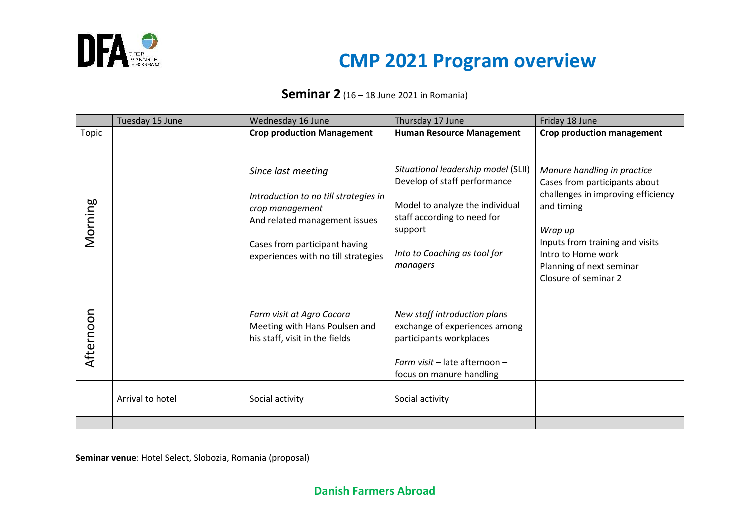# CMP 2021 Program overview

## **Seminar 2** (16 – 18 June 2021 in Romania)

| | Tuesday 15 June | Wednesday 16 June | Thursday 17 June | Friday 18 June |
|---|---|---|---|---|
| Topic | | **Crop production Management** | **Human Resource Management** | **Crop production management** |
| Morning | | *Since last meeting*<br><br>*Introduction to no till strategies in crop management*<br>And related management issues<br><br>Cases from participant having experiences with no till strategies | *Situational leadership model* (SLII)<br>Develop of staff performance<br><br>Model to analyze the individual staff according to need for support<br><br>*Into to Coaching as tool for managers* | *Manure handling in practice*<br>Cases from participants about challenges in improving efficiency and timing<br><br>*Wrap up*<br>Inputs from training and visits<br>Intro to Home work<br>Planning of next seminar<br>Closure of seminar 2 |
| Afternoon | | *Farm visit at Agro Cocora*<br>Meeting with Hans Poulsen and his staff, visit in the fields | *New staff introduction plans*<br>exchange of experiences among participants workplaces<br><br>*Farm visit* – late afternoon – focus on manure handling | |
| | Arrival to hotel | Social activity | Social activity | |
| | | | | |

**Seminar venue**: Hotel Select, Slobozia, Romania (proposal)

**Danish Farmers Abroad**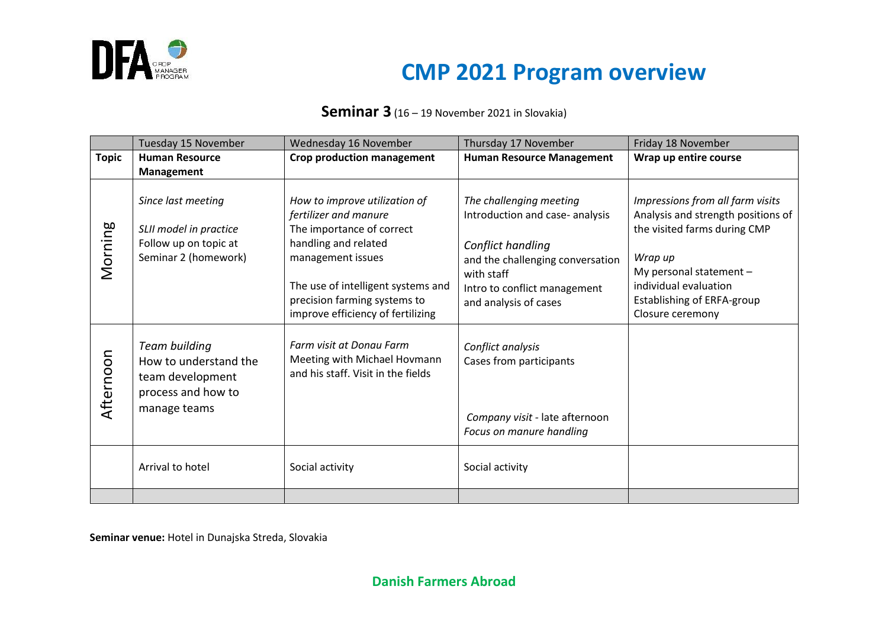# CMP 2021 Program overview

## **Seminar 3** (16 – 19 November 2021 in Slovakia)

| | Tuesday 15 November | Wednesday 16 November | Thursday 17 November | Friday 18 November |
|---|---|---|---|---|
| **Topic** | **Human Resource Management** | **Crop production management** | **Human Resource Management** | **Wrap up entire course** |
| Morning | *Since last meeting*<br><br>*SLII model in practice*<br>Follow up on topic at Seminar 2 (homework) | *How to improve utilization of fertilizer and manure*<br>The importance of correct handling and related management issues<br><br>The use of intelligent systems and precision farming systems to improve efficiency of fertilizing | *The challenging meeting*<br>Introduction and case- analysis<br><br>*Conflict handling*<br>and the challenging conversation with staff<br>Intro to conflict management and analysis of cases | *Impressions from all farm visits*<br>Analysis and strength positions of the visited farms during CMP<br><br>*Wrap up*<br>My personal statement – individual evaluation<br>Establishing of ERFA-group<br>Closure ceremony |
| Afternoon | *Team building*<br>How to understand the team development process and how to manage teams | *Farm visit at Donau Farm*<br>Meeting with Michael Hovmann and his staff. Visit in the fields | *Conflict analysis*<br>Cases from participants<br><br>*Company visit* - late afternoon<br>*Focus on manure handling* | |
| | Arrival to hotel | Social activity | Social activity | |
| | | | | |

**Seminar venue:** Hotel in Dunajska Streda, Slovakia

**Danish Farmers Abroad**